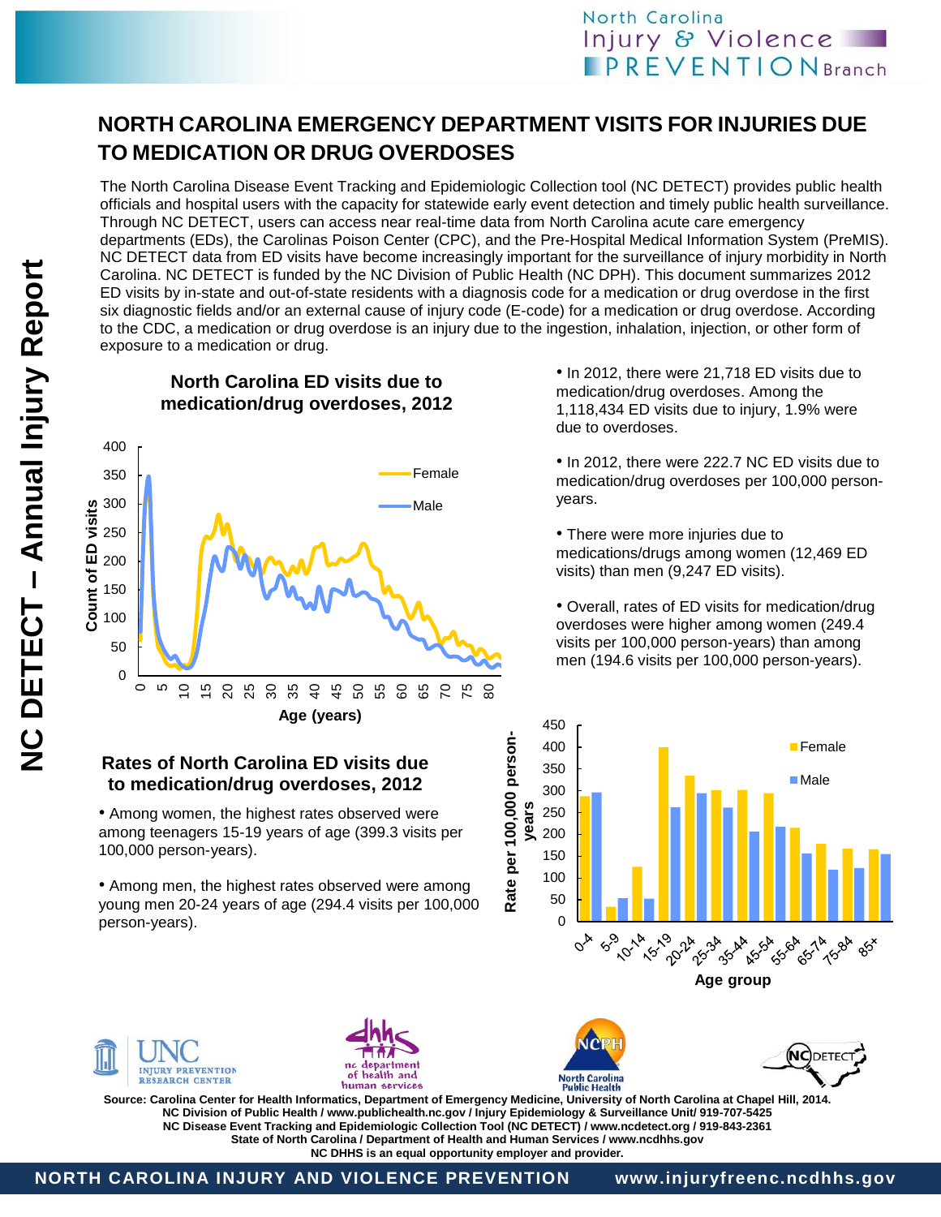# NORTH CAROLINA EMERGENCY DEPARTMENT VISITS FOR INJURIES DUE TO MEDICATION OR DRUG OVERDOSES

The North Carolina Disease Event Tracking and Epidemiologic Collection tool (NC DETECT) provides public health officials and hospital users with the capacity for statewide early event detection and timely public health surveillance. Through NC DETECT, users can access near real-time data from North Carolina acute care emergency departments (EDs), the Carolinas Poison Center (CPC), and the Pre-Hospital Medical Information System (PreMIS). NC DETECT data from ED visits have become increasingly important for the surveillance of injury morbidity in North Carolina. NC DETECT is funded by the NC Division of Public Health (NC DPH). This document summarizes 2012 ED visits by in-state and out-of-state residents with a diagnosis code for a medication or drug overdose in the first six diagnostic fields and/or an external cause of injury code (E-code) for a medication or drug overdose. According to the CDC, a medication or drug overdose is an injury due to the ingestion, inhalation, injection, or other form of exposure to a medication or drug.

## North Carolina ED visits due to medication/drug overdoses, 2012

- In 2012, there were 21,718 ED visits due to medication/drug overdoses. Among the 1,118,434 ED visits due to injury, 1.9% were due to overdoses.
- In 2012, there were 222.7 NC ED visits due to medication/drug overdoses per 100,000 person-years.
- There were more injuries due to medications/drugs among women (12,469 ED visits) than men (9,247 ED visits).
- Overall, rates of ED visits for medication/drug overdoses were higher among women (249.4 visits per 100,000 person-years) than among men (194.6 visits per 100,000 person-years).

## Rates of North Carolina ED visits due to medication/drug overdoses, 2012

- Among women, the highest rates observed were among teenagers 15-19 years of age (399.3 visits per 100,000 person-years).
- Among men, the highest rates observed were among young men 20-24 years of age (294.4 visits per 100,000 person-years).

Source: Carolina Center for Health Informatics, Department of Emergency Medicine, University of North Carolina at Chapel Hill, 2014.
NC Division of Public Health / www.publichealth.nc.gov / Injury Epidemiology & Surveillance Unit/ 919-707-5425
NC Disease Event Tracking and Epidemiologic Collection Tool (NC DETECT) / www.ncdetect.org / 919-843-2361
State of North Carolina / Department of Health and Human Services / www.ncdhhs.gov
NC DHHS is an equal opportunity employer and provider.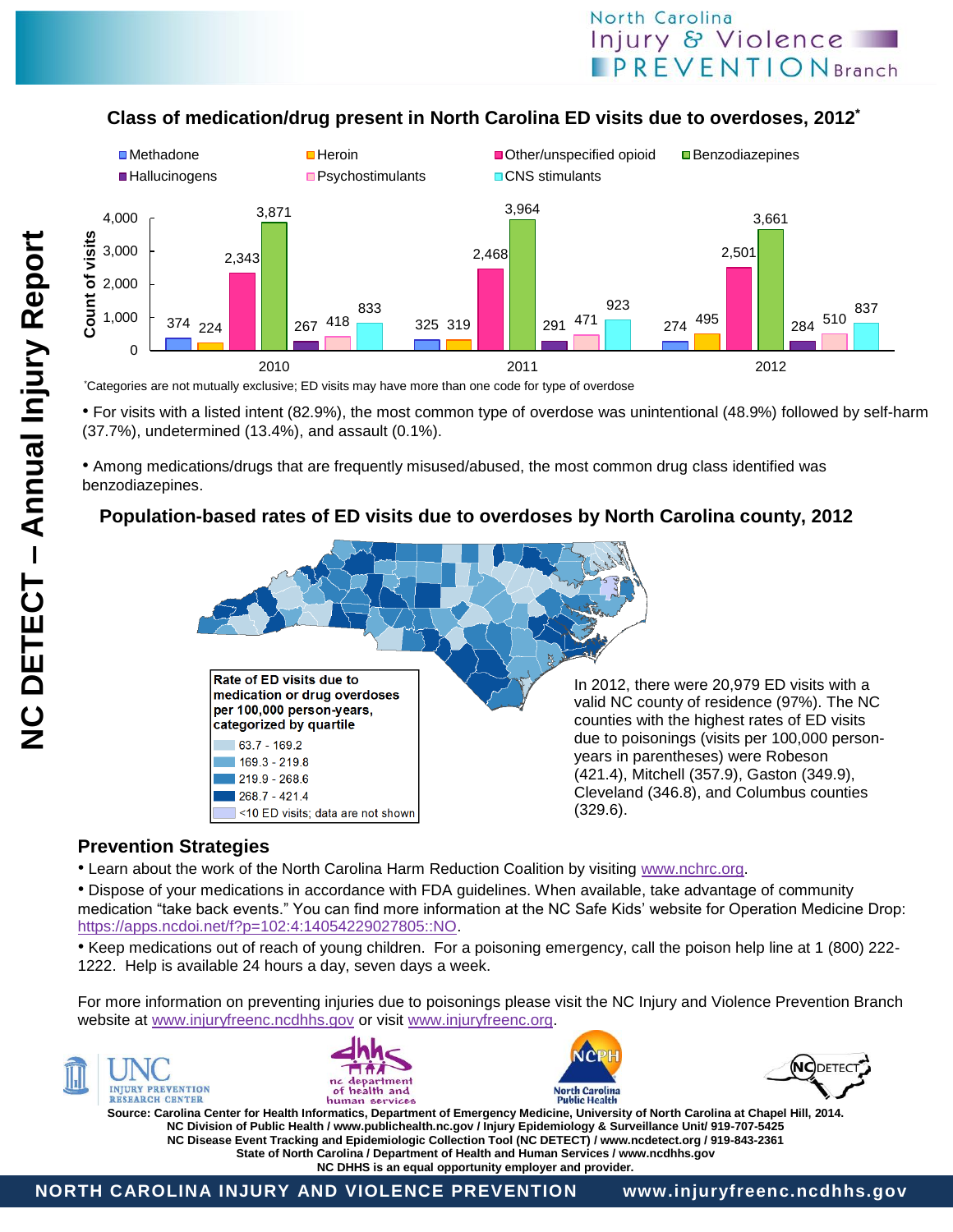## Class of medication/drug present in North Carolina ED visits due to overdoses, 2012*

Methadone
Heroin
Other/unspecified opioid
Benzodiazepines
Hallucinogens
Psychostimulants
CNS stimulants

Count of visits

4,000
3,000
2,000
1,000
0

2010: 374, 224, 2,343, 3,871, 267, 418, 833
2011: 325, 319, 2,468, 3,964, 291, 471, 923
2012: 274, 495, 2,501, 3,661, 284, 510, 837

*Categories are not mutually exclusive; ED visits may have more than one code for type of overdose

- For visits with a listed intent (82.9%), the most common type of overdose was unintentional (48.9%) followed by self-harm (37.7%), undetermined (13.4%), and assault (0.1%).

- Among medications/drugs that are frequently misused/abused, the most common drug class identified was benzodiazepines.

## Population-based rates of ED visits due to overdoses by North Carolina county, 2012

**Rate of ED visits due to medication or drug overdoses per 100,000 person-years, categorized by quartile**

63.7 - 169.2
169.3 - 219.8
219.9 - 268.6
268.7 - 421.4
<10 ED visits; data are not shown

In 2012, there were 20,979 ED visits with a valid NC county of residence (97%). The NC counties with the highest rates of ED visits due to poisonings (visits per 100,000 person-years in parentheses) were Robeson (421.4), Mitchell (357.9), Gaston (349.9), Cleveland (346.8), and Columbus counties (329.6).

## Prevention Strategies

- Learn about the work of the North Carolina Harm Reduction Coalition by visiting www.nchrc.org.
- Dispose of your medications in accordance with FDA guidelines. When available, take advantage of community medication "take back events." You can find more information at the NC Safe Kids' website for Operation Medicine Drop: https://apps.ncdoi.net/f?p=102:4:14054229027805::NO.
- Keep medications out of reach of young children. For a poisoning emergency, call the poison help line at 1 (800) 222-1222. Help is available 24 hours a day, seven days a week.

For more information on preventing injuries due to poisonings please visit the NC Injury and Violence Prevention Branch website at www.injuryfreenc.ncdhhs.gov or visit www.injuryfreenc.org.

**Source: Carolina Center for Health Informatics, Department of Emergency Medicine, University of North Carolina at Chapel Hill, 2014.**
**NC Division of Public Health / www.publichealth.nc.gov / Injury Epidemiology & Surveillance Unit/ 919-707-5425**
**NC Disease Event Tracking and Epidemiologic Collection Tool (NC DETECT) / www.ncdetect.org / 919-843-2361**
**State of North Carolina / Department of Health and Human Services / www.ncdhhs.gov**
**NC DHHS is an equal opportunity employer and provider.**